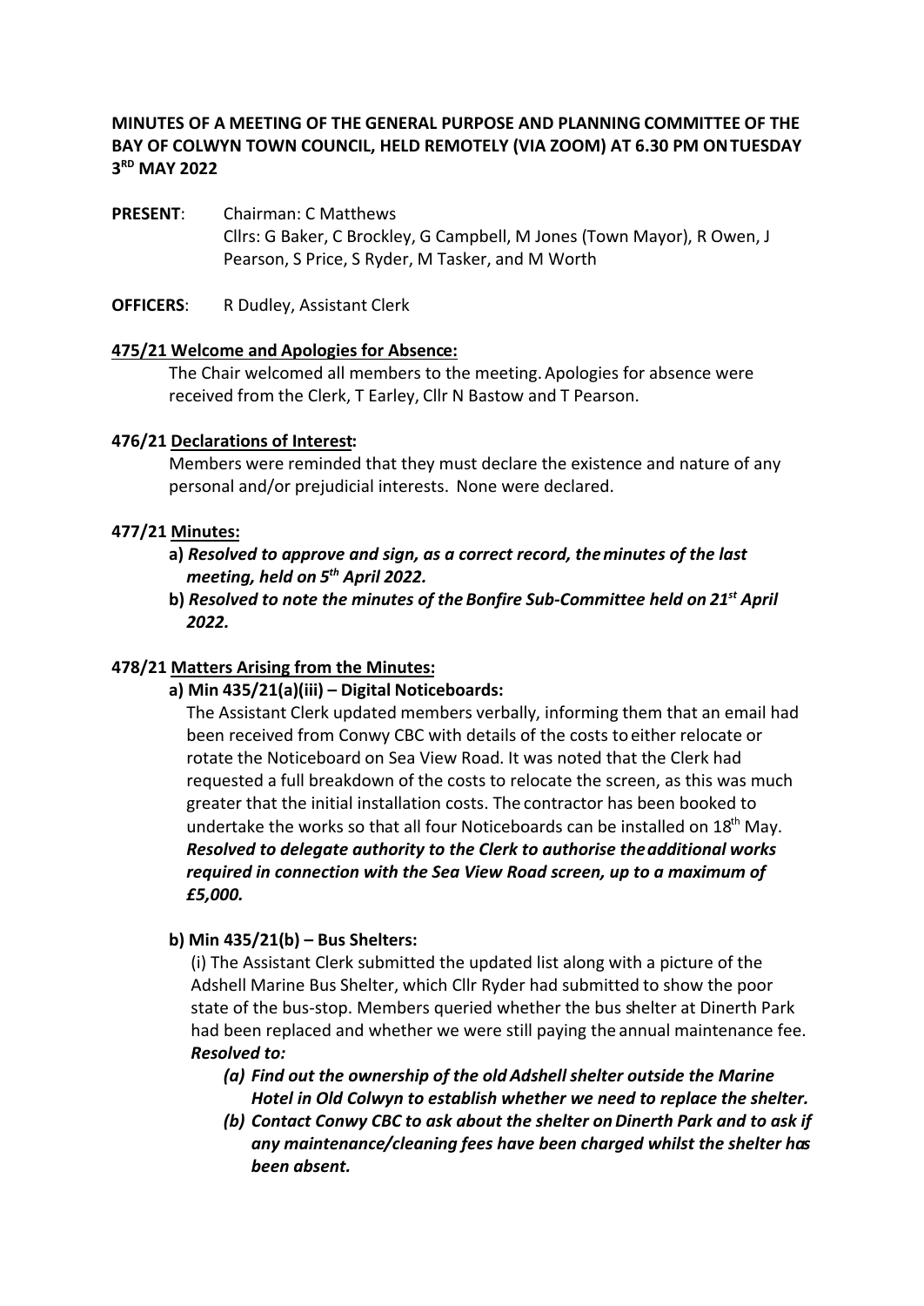**MINUTES OF A MEETING OF THE GENERAL PURPOSE AND PLANNING COMMITTEE OF THE BAY OF COLWYN TOWN COUNCIL, HELD REMOTELY (VIA ZOOM) AT 6.30 PM ON TUESDAY 3RD MAY 2022**

**PRESENT**: Chairman: C Matthews
Cllrs: G Baker, C Brockley, G Campbell, M Jones (Town Mayor), R Owen, J Pearson, S Price, S Ryder, M Tasker, and M Worth

**OFFICERS**: R Dudley, Assistant Clerk

**475/21 Welcome and Apologies for Absence:**

The Chair welcomed all members to the meeting. Apologies for absence were received from the Clerk, T Earley, Cllr N Bastow and T Pearson.

**476/21 Declarations of Interest:**

Members were reminded that they must declare the existence and nature of any personal and/or prejudicial interests. None were declared.

**477/21 Minutes:**

**a)** ***Resolved to approve and sign, as a correct record, the minutes of the last meeting, held on 5th April 2022.***

**b)** ***Resolved to note the minutes of the Bonfire Sub-Committee held on 21st April 2022.***

**478/21 Matters Arising from the Minutes:**

**a) Min 435/21(a)(iii) – Digital Noticeboards:**

The Assistant Clerk updated members verbally, informing them that an email had been received from Conwy CBC with details of the costs to either relocate or rotate the Noticeboard on Sea View Road. It was noted that the Clerk had requested a full breakdown of the costs to relocate the screen, as this was much greater that the initial installation costs. The contractor has been booked to undertake the works so that all four Noticeboards can be installed on 18th May. ***Resolved to delegate authority to the Clerk to authorise the additional works required in connection with the Sea View Road screen, up to a maximum of £5,000.***

**b) Min 435/21(b) – Bus Shelters:**

(i) The Assistant Clerk submitted the updated list along with a picture of the Adshell Marine Bus Shelter, which Cllr Ryder had submitted to show the poor state of the bus-stop. Members queried whether the bus shelter at Dinerth Park had been replaced and whether we were still paying the annual maintenance fee.
***Resolved to:***

***(a) Find out the ownership of the old Adshell shelter outside the Marine Hotel in Old Colwyn to establish whether we need to replace the shelter.***

***(b) Contact Conwy CBC to ask about the shelter on Dinerth Park and to ask if any maintenance/cleaning fees have been charged whilst the shelter has been absent.***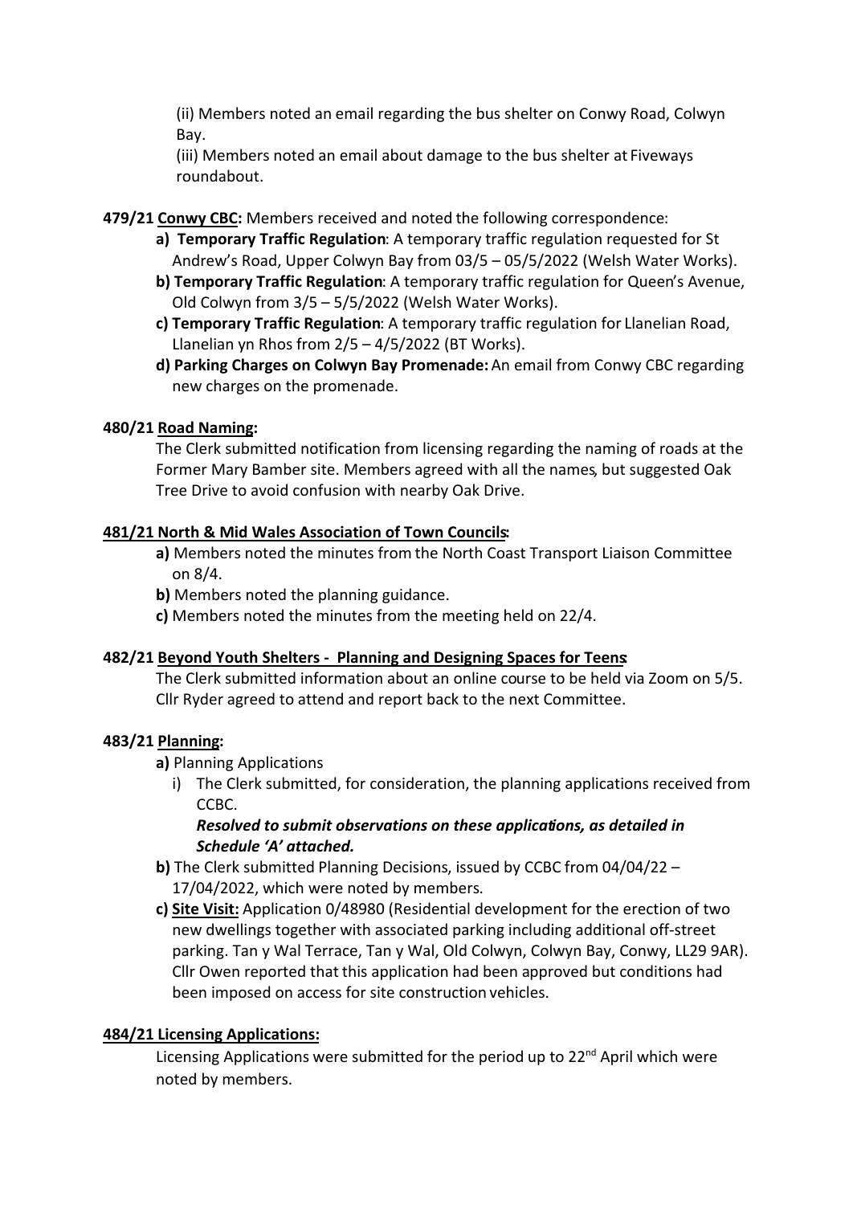(ii) Members noted an email regarding the bus shelter on Conwy Road, Colwyn Bay.

(iii) Members noted an email about damage to the bus shelter at Fiveways roundabout.

**479/21 Conwy CBC:** Members received and noted the following correspondence:

**a) Temporary Traffic Regulation**: A temporary traffic regulation requested for St Andrew's Road, Upper Colwyn Bay from 03/5 – 05/5/2022 (Welsh Water Works).

**b) Temporary Traffic Regulation**: A temporary traffic regulation for Queen's Avenue, Old Colwyn from 3/5 – 5/5/2022 (Welsh Water Works).

**c) Temporary Traffic Regulation**: A temporary traffic regulation for Llanelian Road, Llanelian yn Rhos from 2/5 – 4/5/2022 (BT Works).

**d) Parking Charges on Colwyn Bay Promenade:** An email from Conwy CBC regarding new charges on the promenade.

**480/21 Road Naming:**

The Clerk submitted notification from licensing regarding the naming of roads at the Former Mary Bamber site. Members agreed with all the names, but suggested Oak Tree Drive to avoid confusion with nearby Oak Drive.

**481/21 North & Mid Wales Association of Town Councils:**

**a)** Members noted the minutes from the North Coast Transport Liaison Committee on 8/4.

**b)** Members noted the planning guidance.

**c)** Members noted the minutes from the meeting held on 22/4.

**482/21 Beyond Youth Shelters - Planning and Designing Spaces for Teens:**

The Clerk submitted information about an online course to be held via Zoom on 5/5. Cllr Ryder agreed to attend and report back to the next Committee.

**483/21 Planning:**

**a)** Planning Applications

i) The Clerk submitted, for consideration, the planning applications received from CCBC.

***Resolved to submit observations on these applications, as detailed in Schedule 'A' attached.***

**b)** The Clerk submitted Planning Decisions, issued by CCBC from 04/04/22 – 17/04/2022, which were noted by members.

**c) Site Visit:** Application 0/48980 (Residential development for the erection of two new dwellings together with associated parking including additional off-street parking. Tan y Wal Terrace, Tan y Wal, Old Colwyn, Colwyn Bay, Conwy, LL29 9AR). Cllr Owen reported that this application had been approved but conditions had been imposed on access for site construction vehicles.

**484/21 Licensing Applications:**

Licensing Applications were submitted for the period up to 22nd April which were noted by members.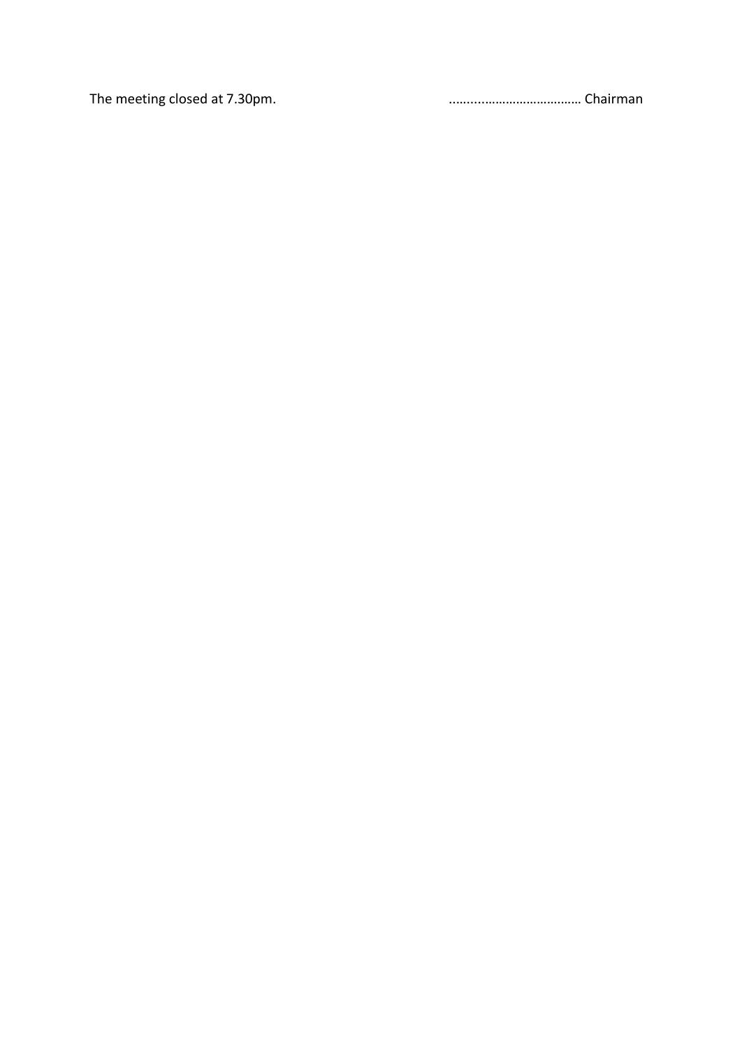The meeting closed at 7.30pm. ……………………………… Chairman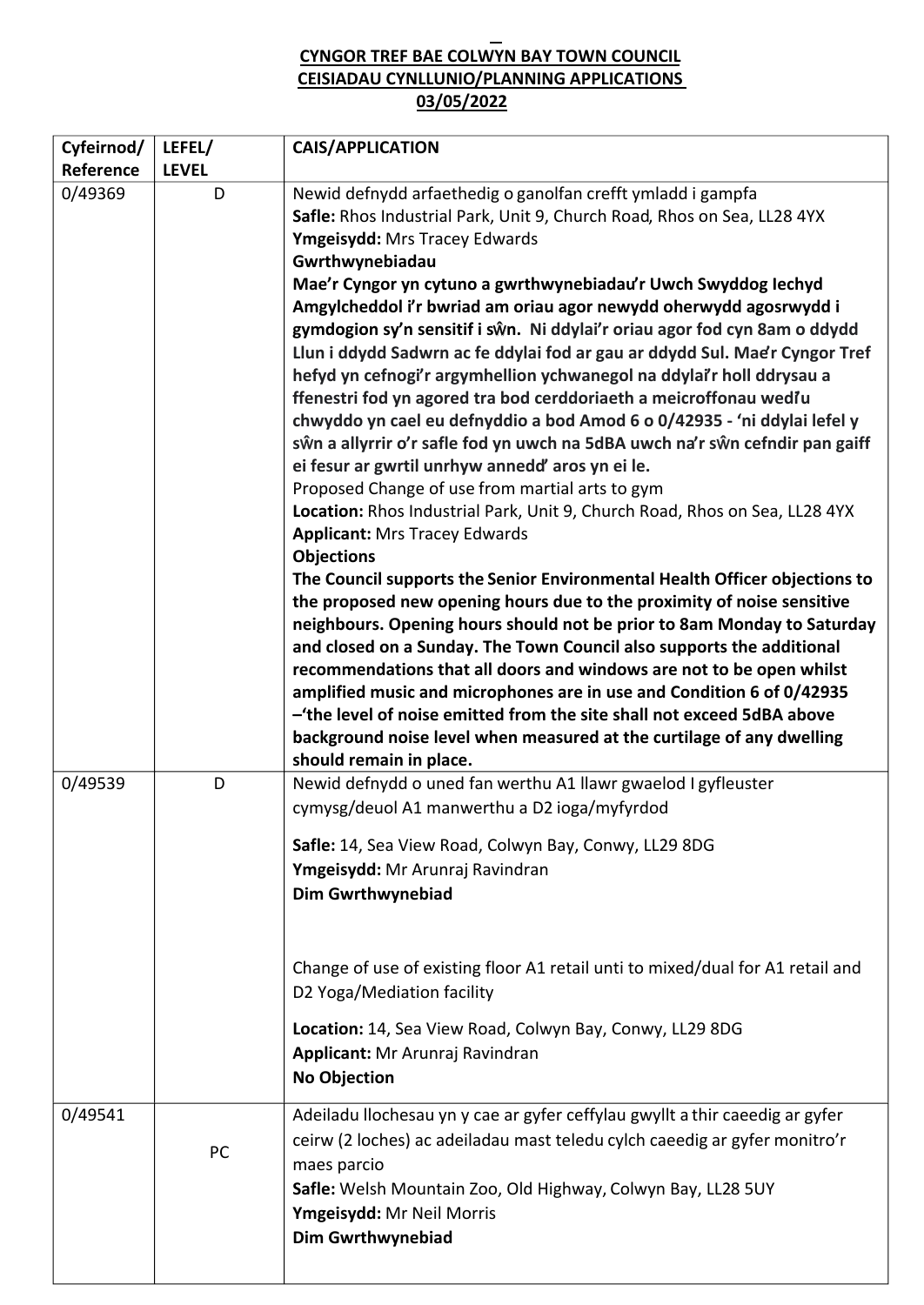**CYNGOR TREF BAE COLWYN BAY TOWN COUNCIL**
**CEISIADAU CYNLLUNIO/PLANNING APPLICATIONS**
**03/05/2022**

| Cyfeirnod/ Reference | LEFEL/ LEVEL | CAIS/APPLICATION |
|---|---|---|
| 0/49369 | D | Newid defnydd arfaethedig o ganolfan crefft ymladd i gampfa<br>**Safle:** Rhos Industrial Park, Unit 9, Church Road, Rhos on Sea, LL28 4YX<br>**Ymgeisydd:** Mrs Tracey Edwards<br>**Gwrthwynebiadau**<br>**Mae'r Cyngor yn cytuno a gwrthwynebiadau'r Uwch Swyddog Iechyd Amgylcheddol i'r bwriad am oriau agor newydd oherwydd agosrwydd i gymdogion sy'n sensitif i sŵn. Ni ddylai'r oriau agor fod cyn 8am o ddydd Llun i ddydd Sadwrn ac fe ddylai fod ar gau ar ddydd Sul. Mae'r Cyngor Tref hefyd yn cefnogi'r argymhellion ychwanegol na ddylai'r holl ddrysau a ffenestri fod yn agored tra bod cerddoriaeth a meicroffonau wedi'u chwyddo yn cael eu defnyddio a bod Amod 6 o 0/42935 - 'ni ddylai lefel y sŵn a allyrrir o'r safle fod yn uwch na 5dBA uwch na'r sŵn cefndir pan gaiff ei fesur ar gwrtil unrhyw annedd' aros yn ei le.**<br>Proposed Change of use from martial arts to gym<br>**Location:** Rhos Industrial Park, Unit 9, Church Road, Rhos on Sea, LL28 4YX<br>**Applicant:** Mrs Tracey Edwards<br>**Objections**<br>**The Council supports the Senior Environmental Health Officer objections to the proposed new opening hours due to the proximity of noise sensitive neighbours. Opening hours should not be prior to 8am Monday to Saturday and closed on a Sunday. The Town Council also supports the additional recommendations that all doors and windows are not to be open whilst amplified music and microphones are in use and Condition 6 of 0/42935 –'the level of noise emitted from the site shall not exceed 5dBA above background noise level when measured at the curtilage of any dwelling should remain in place.** |
| 0/49539 | D | Newid defnydd o uned fan werthu A1 llawr gwaelod I gyfleuster cymysg/deuol A1 manwerthu a D2 ioga/myfyrdod<br>**Safle:** 14, Sea View Road, Colwyn Bay, Conwy, LL29 8DG<br>**Ymgeisydd:** Mr Arunraj Ravindran<br>**Dim Gwrthwynebiad**<br>Change of use of existing floor A1 retail unti to mixed/dual for A1 retail and D2 Yoga/Mediation facility<br>**Location:** 14, Sea View Road, Colwyn Bay, Conwy, LL29 8DG<br>**Applicant:** Mr Arunraj Ravindran<br>**No Objection** |
| 0/49541 | PC | Adeiladu llochesau yn y cae ar gyfer ceffylau gwyllt a thir caeedig ar gyfer ceirw (2 loches) ac adeiladau mast teledu cylch caeedig ar gyfer monitro'r maes parcio<br>**Safle:** Welsh Mountain Zoo, Old Highway, Colwyn Bay, LL28 5UY<br>**Ymgeisydd:** Mr Neil Morris<br>**Dim Gwrthwynebiad** |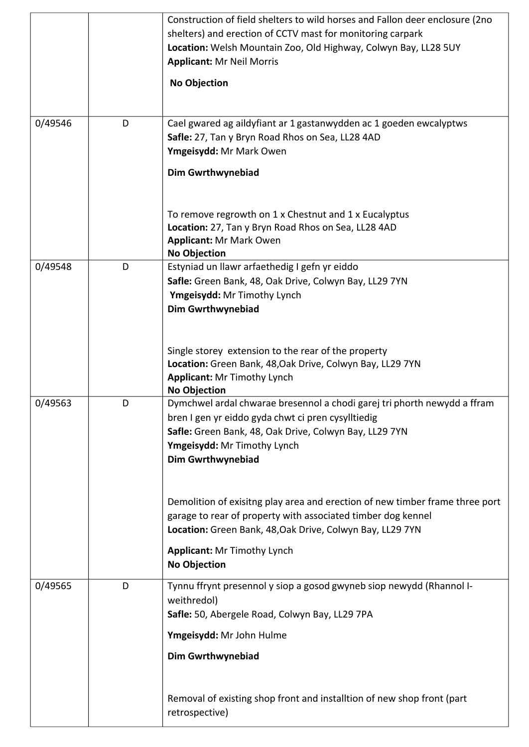| | | |
|---|---|---|
| | | Construction of field shelters to wild horses and Fallon deer enclosure (2no shelters) and erection of CCTV mast for monitoring carpark<br>**Location:** Welsh Mountain Zoo, Old Highway, Colwyn Bay, LL28 5UY<br>**Applicant:** Mr Neil Morris<br>**No Objection** |
| 0/49546 | D | Cael gwared ag aildyfiant ar 1 gastanwydden ac 1 goeden ewcalyptws<br>**Safle:** 27, Tan y Bryn Road Rhos on Sea, LL28 4AD<br>**Ymgeisydd:** Mr Mark Owen<br>**Dim Gwrthwynebiad**<br><br>To remove regrowth on 1 x Chestnut and 1 x Eucalyptus<br>**Location:** 27, Tan y Bryn Road Rhos on Sea, LL28 4AD<br>**Applicant:** Mr Mark Owen<br>**No Objection** |
| 0/49548 | D | Estyniad un llawr arfaethedig I gefn yr eiddo<br>**Safle:** Green Bank, 48, Oak Drive, Colwyn Bay, LL29 7YN<br>**Ymgeisydd:** Mr Timothy Lynch<br>**Dim Gwrthwynebiad**<br><br>Single storey extension to the rear of the property<br>**Location:** Green Bank, 48,Oak Drive, Colwyn Bay, LL29 7YN<br>**Applicant:** Mr Timothy Lynch<br>**No Objection** |
| 0/49563 | D | Dymchwel ardal chwarae bresennol a chodi garej tri phorth newydd a ffram bren I gen yr eiddo gyda chwt ci pren cysylltiedig<br>**Safle:** Green Bank, 48, Oak Drive, Colwyn Bay, LL29 7YN<br>**Ymgeisydd:** Mr Timothy Lynch<br>**Dim Gwrthwynebiad**<br><br>Demolition of exisitng play area and erection of new timber frame three port garage to rear of property with associated timber dog kennel<br>**Location:** Green Bank, 48,Oak Drive, Colwyn Bay, LL29 7YN<br>**Applicant:** Mr Timothy Lynch<br>**No Objection** |
| 0/49565 | D | Tynnu ffrynt presennol y siop a gosod gwyneb siop newydd (Rhannol I-weithredol)<br>**Safle:** 50, Abergele Road, Colwyn Bay, LL29 7PA<br>**Ymgeisydd:** Mr John Hulme<br>**Dim Gwrthwynebiad**<br><br>Removal of existing shop front and installtion of new shop front (part retrospective) |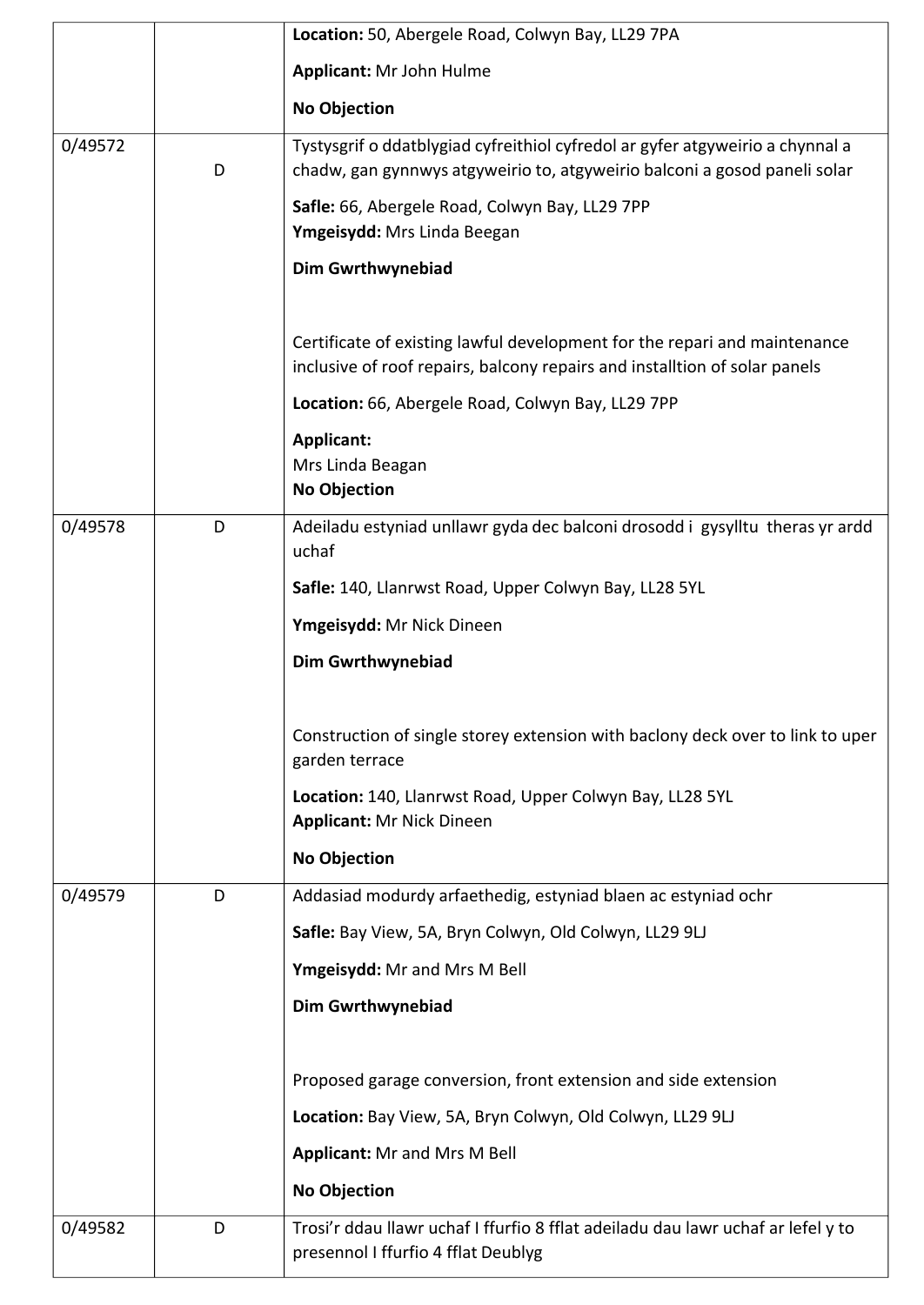| | | |
|---|---|---|
| | | **Location:** 50, Abergele Road, Colwyn Bay, LL29 7PA<br><br>**Applicant:** Mr John Hulme<br><br>**No Objection** |
| 0/49572 | D | Tystysgrif o ddatblygiad cyfreithiol cyfredol ar gyfer atgyweirio a chynnal a chadw, gan gynnwys atgyweirio to, atgyweirio balconi a gosod paneli solar<br><br>**Safle:** 66, Abergele Road, Colwyn Bay, LL29 7PP<br>**Ymgeisydd:** Mrs Linda Beegan<br><br>**Dim Gwrthwynebiad**<br><br>Certificate of existing lawful development for the repari and maintenance inclusive of roof repairs, balcony repairs and installtion of solar panels<br><br>**Location:** 66, Abergele Road, Colwyn Bay, LL29 7PP<br><br>**Applicant:**<br>Mrs Linda Beagan<br>**No Objection** |
| 0/49578 | D | Adeiladu estyniad unllawr gyda dec balconi drosodd i gysylltu theras yr ardd uchaf<br><br>**Safle:** 140, Llanrwst Road, Upper Colwyn Bay, LL28 5YL<br><br>**Ymgeisydd:** Mr Nick Dineen<br><br>**Dim Gwrthwynebiad**<br><br>Construction of single storey extension with baclony deck over to link to uper garden terrace<br><br>**Location:** 140, Llanrwst Road, Upper Colwyn Bay, LL28 5YL<br>**Applicant:** Mr Nick Dineen<br><br>**No Objection** |
| 0/49579 | D | Addasiad modurdy arfaethedig, estyniad blaen ac estyniad ochr<br><br>**Safle:** Bay View, 5A, Bryn Colwyn, Old Colwyn, LL29 9LJ<br><br>**Ymgeisydd:** Mr and Mrs M Bell<br><br>**Dim Gwrthwynebiad**<br><br>Proposed garage conversion, front extension and side extension<br><br>**Location:** Bay View, 5A, Bryn Colwyn, Old Colwyn, LL29 9LJ<br><br>**Applicant:** Mr and Mrs M Bell<br><br>**No Objection** |
| 0/49582 | D | Trosi'r ddau llawr uchaf I ffurfio 8 fflat adeiladu dau lawr uchaf ar lefel y to presennol I ffurfio 4 fflat Deublyg |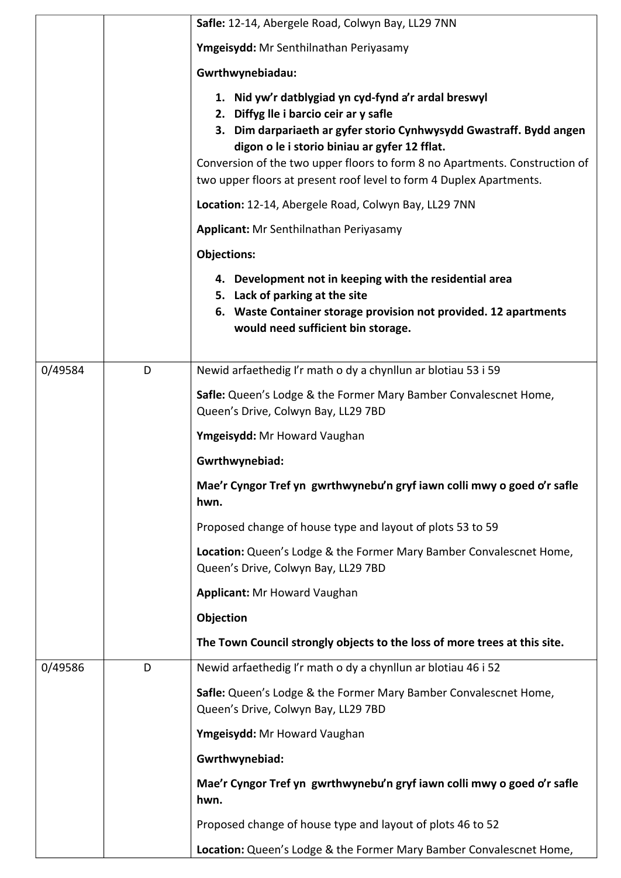| | | **Safle:** 12-14, Abergele Road, Colwyn Bay, LL29 7NN<br><br>**Ymgeisydd:** Mr Senthilnathan Periyasamy<br><br>**Gwrthwynebiadau:**<br><br>1. **Nid yw'r datblygiad yn cyd-fynd a'r ardal breswyl**<br>2. **Diffyg lle i barcio ceir ar y safle**<br>3. **Dim darpariaeth ar gyfer storio Cynhwysydd Gwastraff. Bydd angen digon o le i storio biniau ar gyfer 12 fflat.**<br><br>Conversion of the two upper floors to form 8 no Apartments. Construction of two upper floors at present roof level to form 4 Duplex Apartments.<br><br>**Location:** 12-14, Abergele Road, Colwyn Bay, LL29 7NN<br><br>**Applicant:** Mr Senthilnathan Periyasamy<br><br>**Objections:**<br><br>4. **Development not in keeping with the residential area**<br>5. **Lack of parking at the site**<br>6. **Waste Container storage provision not provided. 12 apartments would need sufficient bin storage.** |
|---|---|---|
| 0/49584 | D | Newid arfaethedig I'r math o dy a chynllun ar blotiau 53 i 59<br><br>**Safle:** Queen's Lodge & the Former Mary Bamber Convalescnet Home, Queen's Drive, Colwyn Bay, LL29 7BD<br><br>**Ymgeisydd:** Mr Howard Vaughan<br><br>**Gwrthwynebiad:**<br><br>**Mae'r Cyngor Tref yn gwrthwynebu'n gryf iawn colli mwy o goed o'r safle hwn.**<br><br>Proposed change of house type and layout of plots 53 to 59<br><br>**Location:** Queen's Lodge & the Former Mary Bamber Convalescnet Home, Queen's Drive, Colwyn Bay, LL29 7BD<br><br>**Applicant:** Mr Howard Vaughan<br><br>**Objection**<br><br>**The Town Council strongly objects to the loss of more trees at this site.** |
| 0/49586 | D | Newid arfaethedig I'r math o dy a chynllun ar blotiau 46 i 52<br><br>**Safle:** Queen's Lodge & the Former Mary Bamber Convalescnet Home, Queen's Drive, Colwyn Bay, LL29 7BD<br><br>**Ymgeisydd:** Mr Howard Vaughan<br><br>**Gwrthwynebiad:**<br><br>**Mae'r Cyngor Tref yn gwrthwynebu'n gryf iawn colli mwy o goed o'r safle hwn.**<br><br>Proposed change of house type and layout of plots 46 to 52<br><br>**Location:** Queen's Lodge & the Former Mary Bamber Convalescnet Home, |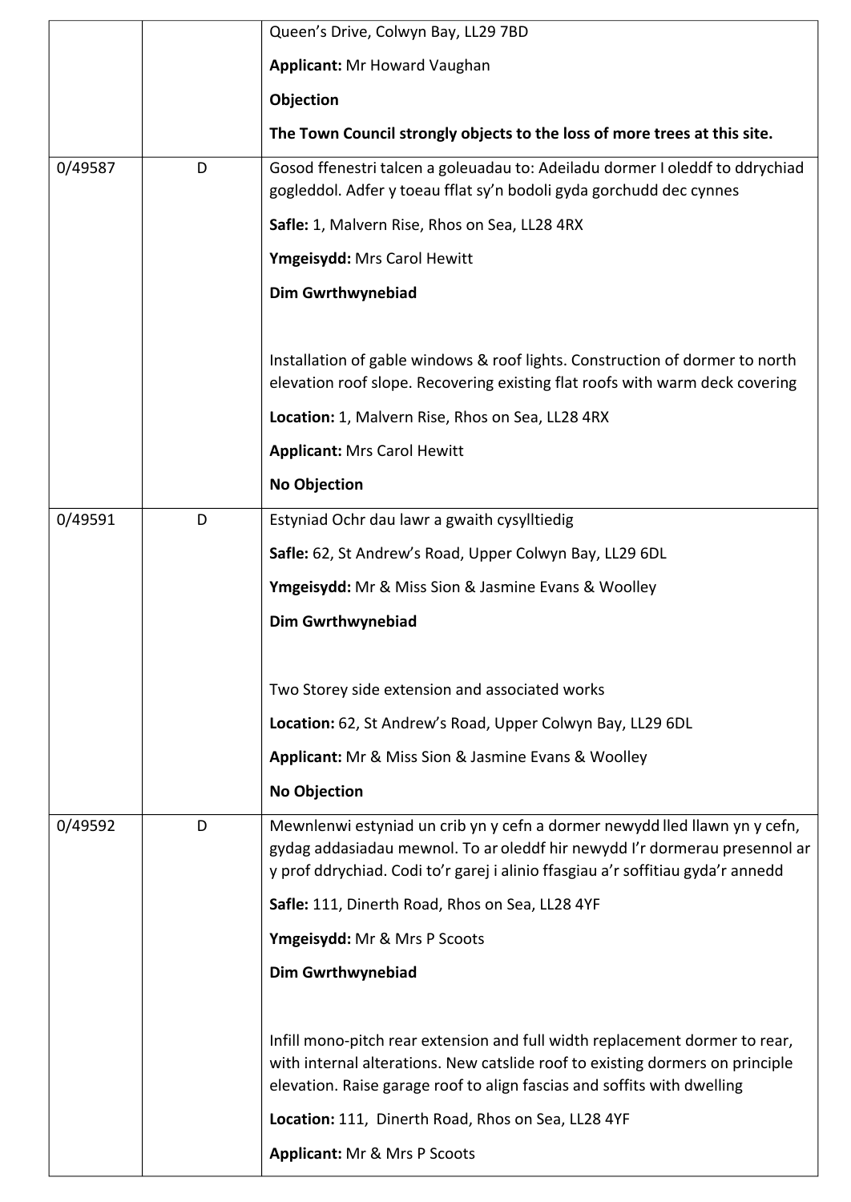| | | |
|---|---|---|
| | | Queen's Drive, Colwyn Bay, LL29 7BD<br><br>**Applicant:** Mr Howard Vaughan<br><br>**Objection**<br><br>**The Town Council strongly objects to the loss of more trees at this site.** |
| 0/49587 | D | Gosod ffenestri talcen a goleuadau to: Adeiladu dormer I oleddf to ddrychiad gogleddol. Adfer y toeau fflat sy'n bodoli gyda gorchudd dec cynnes<br><br>**Safle:** 1, Malvern Rise, Rhos on Sea, LL28 4RX<br><br>**Ymgeisydd:** Mrs Carol Hewitt<br><br>**Dim Gwrthwynebiad**<br><br>Installation of gable windows & roof lights. Construction of dormer to north elevation roof slope. Recovering existing flat roofs with warm deck covering<br><br>**Location:** 1, Malvern Rise, Rhos on Sea, LL28 4RX<br><br>**Applicant:** Mrs Carol Hewitt<br><br>**No Objection** |
| 0/49591 | D | Estyniad Ochr dau lawr a gwaith cysylltiedig<br><br>**Safle:** 62, St Andrew's Road, Upper Colwyn Bay, LL29 6DL<br><br>**Ymgeisydd:** Mr & Miss Sion & Jasmine Evans & Woolley<br><br>**Dim Gwrthwynebiad**<br><br>Two Storey side extension and associated works<br><br>**Location:** 62, St Andrew's Road, Upper Colwyn Bay, LL29 6DL<br><br>**Applicant:** Mr & Miss Sion & Jasmine Evans & Woolley<br><br>**No Objection** |
| 0/49592 | D | Mewnlenwi estyniad un crib yn y cefn a dormer newydd lled llawn yn y cefn, gydag addasiadau mewnol. To ar oleddf hir newydd I'r dormerau presennol ar y prof ddrychiad. Codi to'r garej i alinio ffasgiau a'r soffitiau gyda'r annedd<br><br>**Safle:** 111, Dinerth Road, Rhos on Sea, LL28 4YF<br><br>**Ymgeisydd:** Mr & Mrs P Scoots<br><br>**Dim Gwrthwynebiad**<br><br>Infill mono-pitch rear extension and full width replacement dormer to rear, with internal alterations. New catslide roof to existing dormers on principle elevation. Raise garage roof to align fascias and soffits with dwelling<br><br>**Location:** 111, Dinerth Road, Rhos on Sea, LL28 4YF<br><br>**Applicant:** Mr & Mrs P Scoots |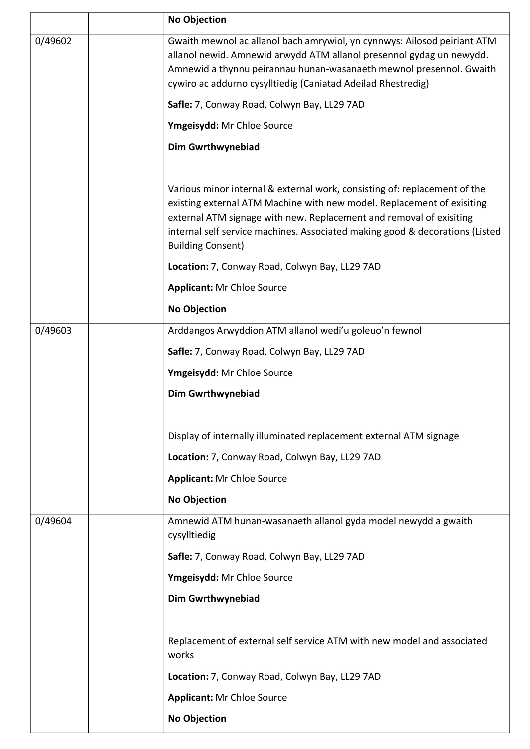| | | |
|---|---|---|
| | | **No Objection** |
| 0/49602 | | Gwaith mewnol ac allanol bach amrywiol, yn cynnwys: Ailosod peiriant ATM allanol newid. Amnewid arwydd ATM allanol presennol gydag un newydd. Amnewid a thynnu peirannau hunan-wasanaeth mewnol presennol. Gwaith cywiro ac addurno cysylltiedig (Caniatad Adeilad Rhestredig)<br><br>**Safle:** 7, Conway Road, Colwyn Bay, LL29 7AD<br><br>**Ymgeisydd:** Mr Chloe Source<br><br>**Dim Gwrthwynebiad**<br><br>Various minor internal & external work, consisting of: replacement of the existing external ATM Machine with new model. Replacement of exisiting external ATM signage with new. Replacement and removal of exisiting internal self service machines. Associated making good & decorations (Listed Building Consent)<br><br>**Location:** 7, Conway Road, Colwyn Bay, LL29 7AD<br><br>**Applicant:** Mr Chloe Source<br><br>**No Objection** |
| 0/49603 | | Arddangos Arwyddion ATM allanol wedi'u goleuo'n fewnol<br><br>**Safle:** 7, Conway Road, Colwyn Bay, LL29 7AD<br><br>**Ymgeisydd:** Mr Chloe Source<br><br>**Dim Gwrthwynebiad**<br><br>Display of internally illuminated replacement external ATM signage<br><br>**Location:** 7, Conway Road, Colwyn Bay, LL29 7AD<br><br>**Applicant:** Mr Chloe Source<br><br>**No Objection** |
| 0/49604 | | Amnewid ATM hunan-wasanaeth allanol gyda model newydd a gwaith cysylltiedig<br><br>**Safle:** 7, Conway Road, Colwyn Bay, LL29 7AD<br><br>**Ymgeisydd:** Mr Chloe Source<br><br>**Dim Gwrthwynebiad**<br><br>Replacement of external self service ATM with new model and associated works<br><br>**Location:** 7, Conway Road, Colwyn Bay, LL29 7AD<br><br>**Applicant:** Mr Chloe Source<br><br>**No Objection** |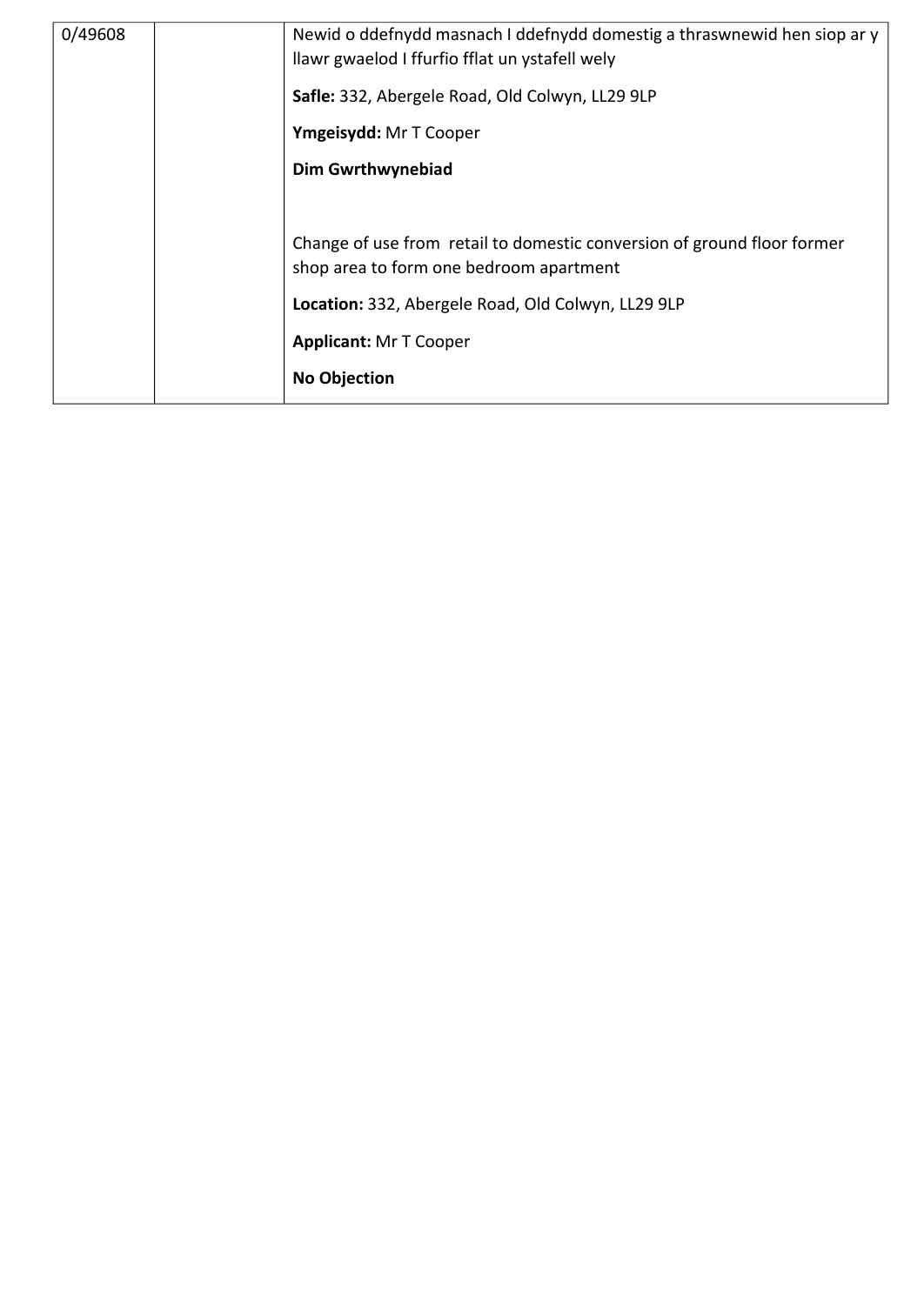| | | |
|---|---|---|
| 0/49608 | | Newid o ddefnydd masnach I ddefnydd domestig a thraswnewid hen siop ar y llawr gwaelod I ffurfio fflat un ystafell wely<br><br>**Safle:** 332, Abergele Road, Old Colwyn, LL29 9LP<br><br>**Ymgeisydd:** Mr T Cooper<br><br>**Dim Gwrthwynebiad**<br><br><br>Change of use from retail to domestic conversion of ground floor former shop area to form one bedroom apartment<br><br>**Location:** 332, Abergele Road, Old Colwyn, LL29 9LP<br><br>**Applicant:** Mr T Cooper<br><br>**No Objection** |